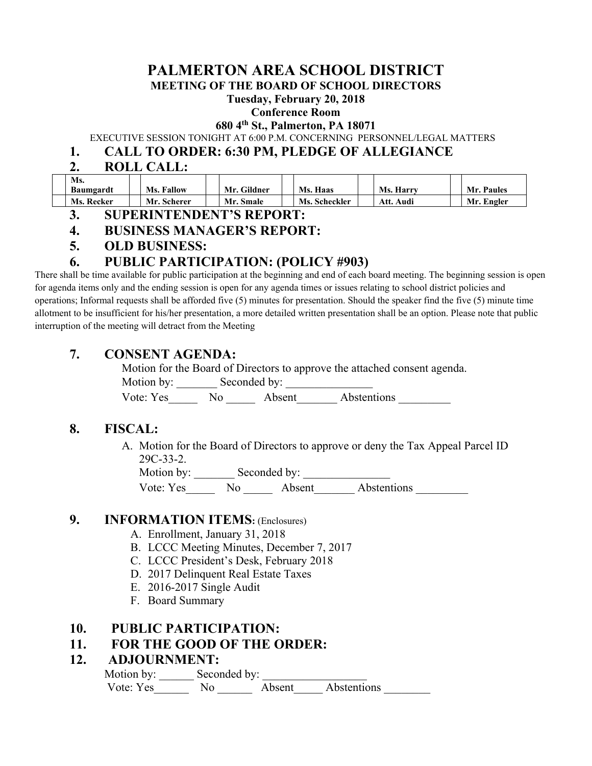# PALMERTON AREA SCHOOL DISTRICT

**MEETING OF THE BOARD OF SCHOOL DIRECTORS**

**Tuesday, February 20, 2018**

**Conference Room**

**680 4th St., Palmerton, PA 18071**

EXECUTIVE SESSION TONIGHT AT 6:00 P.M. CONCERNING PERSONNEL/LEGAL MATTERS

## 1. CALL TO ORDER: 6:30 PM, PLEDGE OF ALLEGIANCE

## 2. ROLL CALL:

| | Ms. Baumgardt | | Ms. Fallow | | Mr. Gildner | | Ms. Haas | | Ms. Harry | | Mr. Paules |
|---|---|---|---|---|---|---|---|---|---|---|---|
| | Ms. Recker | | Mr. Scherer | | Mr. Smale | | Ms. Scheckler | | Att. Audi | | Mr. Engler |

## 3. SUPERINTENDENT'S REPORT:

## 4. BUSINESS MANAGER'S REPORT:

## 5. OLD BUSINESS:

## 6. PUBLIC PARTICIPATION: (POLICY #903)

There shall be time available for public participation at the beginning and end of each board meeting. The beginning session is open for agenda items only and the ending session is open for any agenda times or issues relating to school district policies and operations; Informal requests shall be afforded five (5) minutes for presentation. Should the speaker find the five (5) minute time allotment to be insufficient for his/her presentation, a more detailed written presentation shall be an option. Please note that public interruption of the meeting will detract from the Meeting

## 7. CONSENT AGENDA:

Motion for the Board of Directors to approve the attached consent agenda.

Motion by: _______ Seconded by: _______________

Vote: Yes_____ No _____ Absent_______ Abstentions _________

## 8. FISCAL:

A. Motion for the Board of Directors to approve or deny the Tax Appeal Parcel ID 29C-33-2.

Motion by: _______ Seconded by: _______________

Vote: Yes_____ No _____ Absent_______ Abstentions _________

## 9. INFORMATION ITEMS: (Enclosures)

A. Enrollment, January 31, 2018
B. LCCC Meeting Minutes, December 7, 2017
C. LCCC President's Desk, February 2018
D. 2017 Delinquent Real Estate Taxes
E. 2016-2017 Single Audit
F. Board Summary

## 10. PUBLIC PARTICIPATION:

## 11. FOR THE GOOD OF THE ORDER:

## 12. ADJOURNMENT:

Motion by: ______ Seconded by: _________________

Vote: Yes______ No ______ Absent_____ Abstentions ________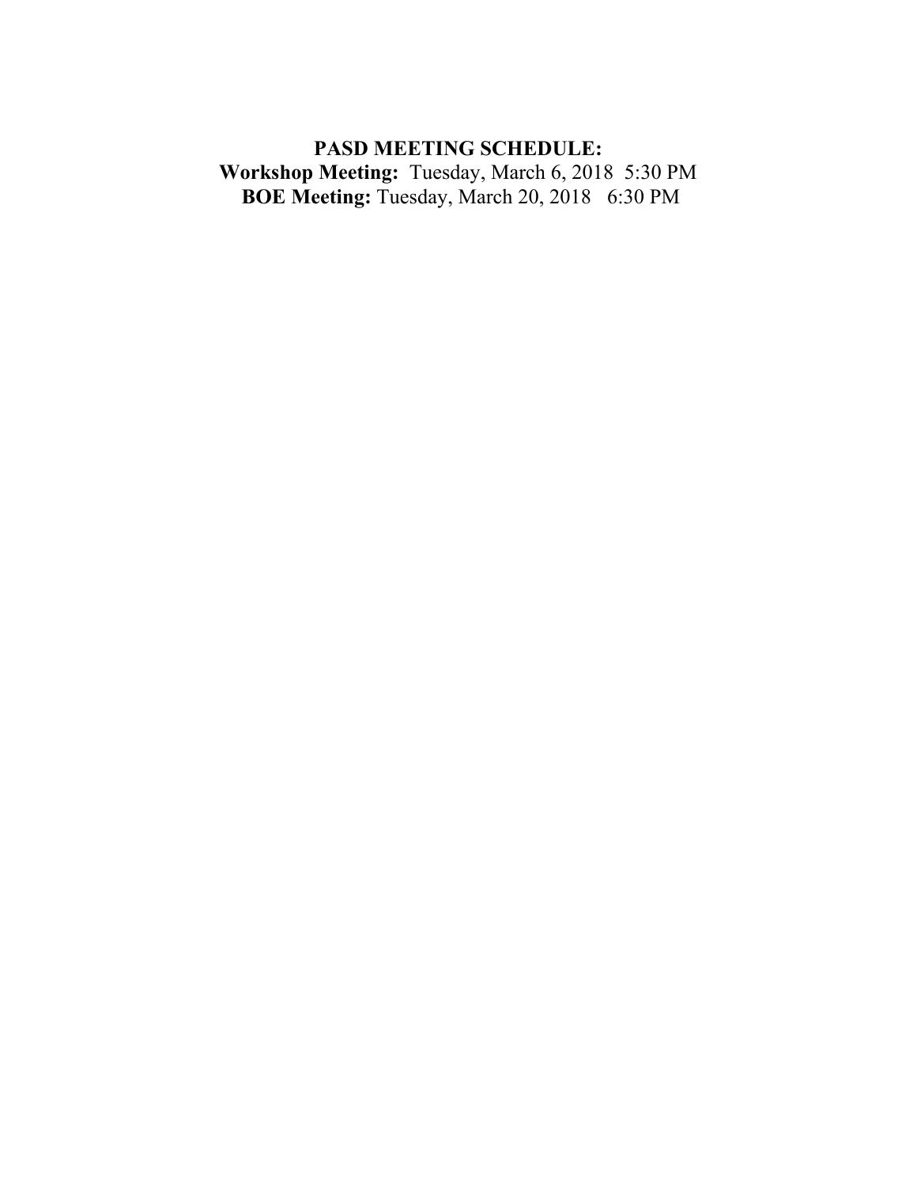**PASD MEETING SCHEDULE:**

**Workshop Meeting:** Tuesday, March 6, 2018 5:30 PM

**BOE Meeting:** Tuesday, March 20, 2018 6:30 PM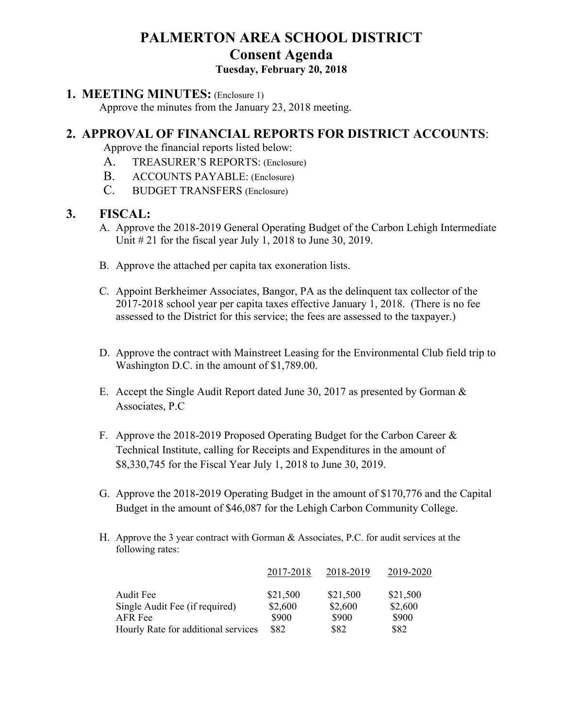# PALMERTON AREA SCHOOL DISTRICT

## Consent Agenda

### Tuesday, February 20, 2018

## 1. MEETING MINUTES: (Enclosure 1)

Approve the minutes from the January 23, 2018 meeting.

## 2. APPROVAL OF FINANCIAL REPORTS FOR DISTRICT ACCOUNTS:

Approve the financial reports listed below:

A. TREASURER'S REPORTS: (Enclosure)
B. ACCOUNTS PAYABLE: (Enclosure)
C. BUDGET TRANSFERS (Enclosure)

## 3. FISCAL:

A. Approve the 2018-2019 General Operating Budget of the Carbon Lehigh Intermediate Unit # 21 for the fiscal year July 1, 2018 to June 30, 2019.

B. Approve the attached per capita tax exoneration lists.

C. Appoint Berkheimer Associates, Bangor, PA as the delinquent tax collector of the 2017-2018 school year per capita taxes effective January 1, 2018. (There is no fee assessed to the District for this service; the fees are assessed to the taxpayer.)

D. Approve the contract with Mainstreet Leasing for the Environmental Club field trip to Washington D.C. in the amount of $1,789.00.

E. Accept the Single Audit Report dated June 30, 2017 as presented by Gorman & Associates, P.C

F. Approve the 2018-2019 Proposed Operating Budget for the Carbon Career & Technical Institute, calling for Receipts and Expenditures in the amount of $8,330,745 for the Fiscal Year July 1, 2018 to June 30, 2019.

G. Approve the 2018-2019 Operating Budget in the amount of $170,776 and the Capital Budget in the amount of $46,087 for the Lehigh Carbon Community College.

H. Approve the 3 year contract with Gorman & Associates, P.C. for audit services at the following rates:

| | 2017-2018 | 2018-2019 | 2019-2020 |
|---|---|---|---|
| Audit Fee | $21,500 | $21,500 | $21,500 |
| Single Audit Fee (if required) | $2,600 | $2,600 | $2,600 |
| AFR Fee | $900 | $900 | $900 |
| Hourly Rate for additional services | $82 | $82 | $82 |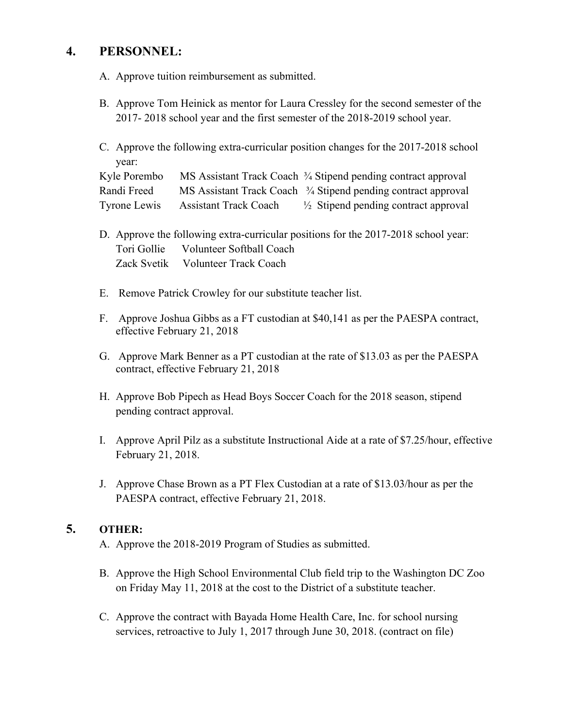## 4. PERSONNEL:

A. Approve tuition reimbursement as submitted.

B. Approve Tom Heinick as mentor for Laura Cressley for the second semester of the 2017- 2018 school year and the first semester of the 2018-2019 school year.

C. Approve the following extra-curricular position changes for the 2017-2018 school year:

| | | |
|---|---|---|
| Kyle Porembo | MS Assistant Track Coach | ¾ Stipend pending contract approval |
| Randi Freed | MS Assistant Track Coach | ¾ Stipend pending contract approval |
| Tyrone Lewis | Assistant Track Coach | ½ Stipend pending contract approval |

D. Approve the following extra-curricular positions for the 2017-2018 school year:

| | |
|---|---|
| Tori Gollie | Volunteer Softball Coach |
| Zack Svetik | Volunteer Track Coach |

E. Remove Patrick Crowley for our substitute teacher list.

F. Approve Joshua Gibbs as a FT custodian at $40,141 as per the PAESPA contract, effective February 21, 2018

G. Approve Mark Benner as a PT custodian at the rate of $13.03 as per the PAESPA contract, effective February 21, 2018

H. Approve Bob Pipech as Head Boys Soccer Coach for the 2018 season, stipend pending contract approval.

I. Approve April Pilz as a substitute Instructional Aide at a rate of $7.25/hour, effective February 21, 2018.

J. Approve Chase Brown as a PT Flex Custodian at a rate of $13.03/hour as per the PAESPA contract, effective February 21, 2018.

## 5. OTHER:

A. Approve the 2018-2019 Program of Studies as submitted.

B. Approve the High School Environmental Club field trip to the Washington DC Zoo on Friday May 11, 2018 at the cost to the District of a substitute teacher.

C. Approve the contract with Bayada Home Health Care, Inc. for school nursing services, retroactive to July 1, 2017 through June 30, 2018. (contract on file)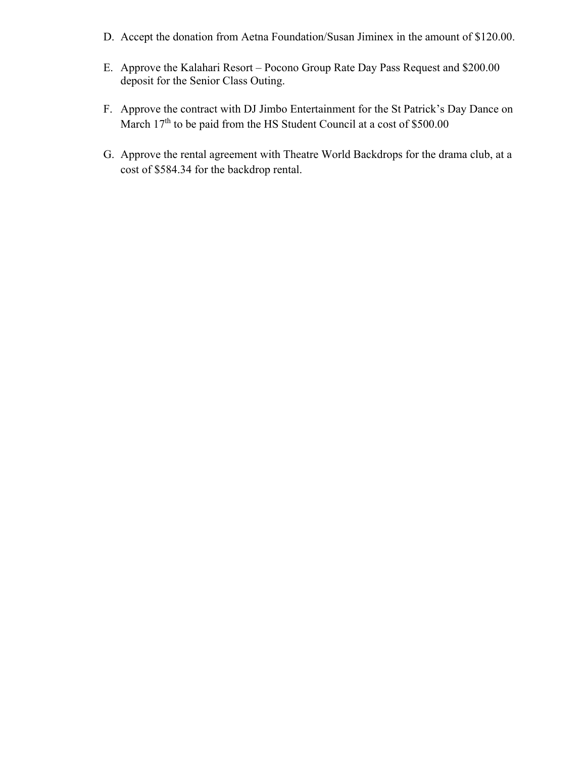D. Accept the donation from Aetna Foundation/Susan Jiminex in the amount of $120.00.

E. Approve the Kalahari Resort – Pocono Group Rate Day Pass Request and $200.00 deposit for the Senior Class Outing.

F. Approve the contract with DJ Jimbo Entertainment for the St Patrick's Day Dance on March 17th to be paid from the HS Student Council at a cost of $500.00

G. Approve the rental agreement with Theatre World Backdrops for the drama club, at a cost of $584.34 for the backdrop rental.